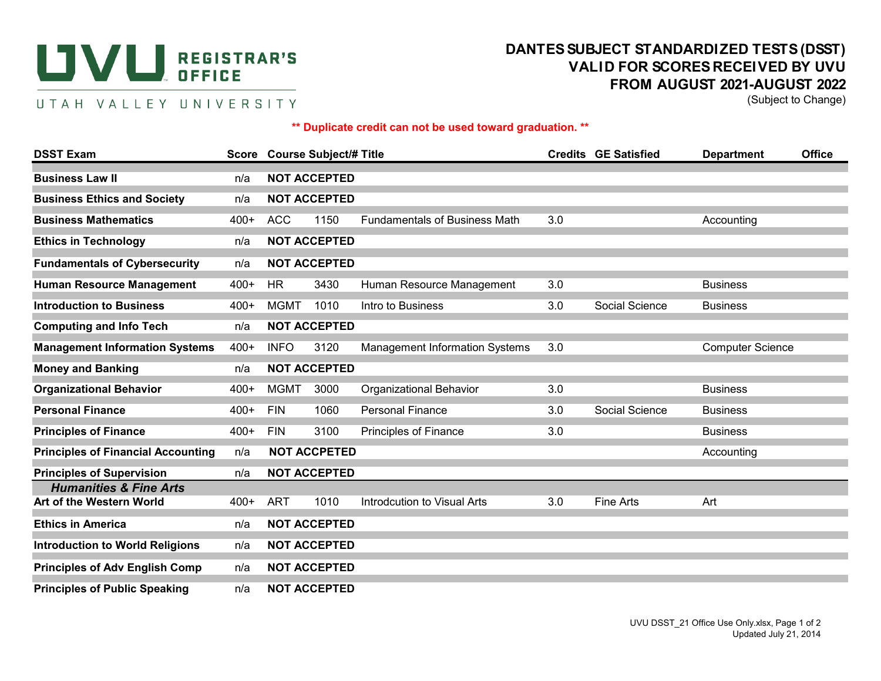UVU REGISTRAR'S OFFICE

UTAH VALLEY UNIVERSITY

# DANTES SUBJECT STANDARDIZED TESTS (DSST) VALID FOR SCORES RECEIVED BY UVU FROM AUGUST 2021-AUGUST 2022

(Subject to Change)

**\*\* Duplicate credit can not be used toward graduation. \*\***

| DSST Exam | Score | Course Subject/# | | Title | Credits | GE Satisfied | Department | Office |
|---|---|---|---|---|---|---|---|---|
| **Business Law II** | n/a | **NOT ACCEPTED** | | | | | | |
| **Business Ethics and Society** | n/a | **NOT ACCEPTED** | | | | | | |
| **Business Mathematics** | 400+ | ACC | 1150 | Fundamentals of Business Math | 3.0 | | Accounting | |
| **Ethics in Technology** | n/a | **NOT ACCEPTED** | | | | | | |
| **Fundamentals of Cybersecurity** | n/a | **NOT ACCEPTED** | | | | | | |
| **Human Resource Management** | 400+ | HR | 3430 | Human Resource Management | 3.0 | | Business | |
| **Introduction to Business** | 400+ | MGMT | 1010 | Intro to Business | 3.0 | Social Science | Business | |
| **Computing and Info Tech** | n/a | **NOT ACCEPTED** | | | | | | |
| **Management Information Systems** | 400+ | INFO | 3120 | Management Information Systems | 3.0 | | Computer Science | |
| **Money and Banking** | n/a | **NOT ACCEPTED** | | | | | | |
| **Organizational Behavior** | 400+ | MGMT | 3000 | Organizational Behavior | 3.0 | | Business | |
| **Personal Finance** | 400+ | FIN | 1060 | Personal Finance | 3.0 | Social Science | Business | |
| **Principles of Finance** | 400+ | FIN | 3100 | Principles of Finance | 3.0 | | Business | |
| **Principles of Financial Accounting** | n/a | **NOT ACCPETED** | | | | | Accounting | |
| **Principles of Supervision** | n/a | **NOT ACCEPTED** | | | | | | |
| ***Humanities & Fine Arts*** | | | | | | | | |
| **Art of the Western World** | 400+ | ART | 1010 | Introdcution to Visual Arts | 3.0 | Fine Arts | Art | |
| **Ethics in America** | n/a | **NOT ACCEPTED** | | | | | | |
| **Introduction to World Religions** | n/a | **NOT ACCEPTED** | | | | | | |
| **Principles of Adv English Comp** | n/a | **NOT ACCEPTED** | | | | | | |
| **Principles of Public Speaking** | n/a | **NOT ACCEPTED** | | | | | | |

UVU DSST_21 Office Use Only.xlsx

Updated July 21, 2014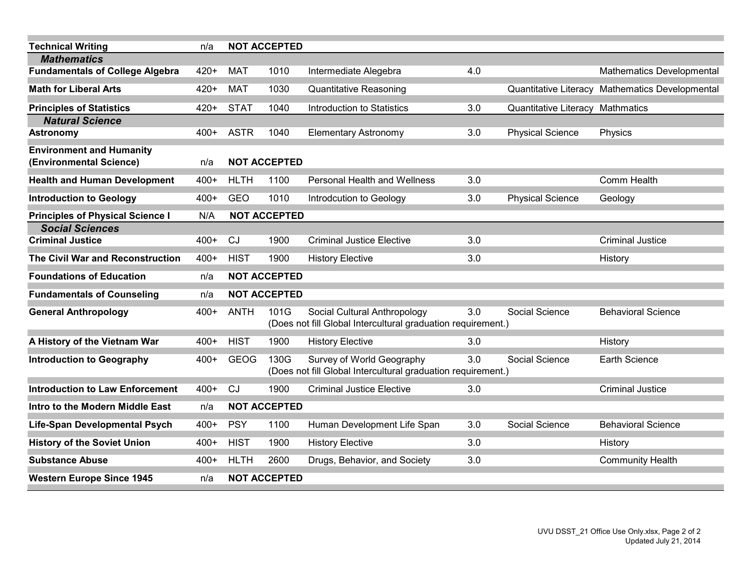| | | | | | | | |
|---|---|---|---|---|---|---|---|
| **Technical Writing** | n/a | **NOT ACCEPTED** | | | | | |
| ***Mathematics*** | | | | | | | |
| **Fundamentals of College Algebra** | 420+ | MAT | 1010 | Intermediate Alegebra | 4.0 | | Mathematics Developmental |
| **Math for Liberal Arts** | 420+ | MAT | 1030 | Quantitative Reasoning | | Quantitative Literacy | Mathematics Developmental |
| **Principles of Statistics** | 420+ | STAT | 1040 | Introduction to Statistics | 3.0 | Quantitative Literacy | Mathmatics |
| ***Natural Science*** | | | | | | | |
| **Astronomy** | 400+ | ASTR | 1040 | Elementary Astronomy | 3.0 | Physical Science | Physics |
| **Environment and Humanity (Environmental Science)** | n/a | **NOT ACCEPTED** | | | | | |
| **Health and Human Development** | 400+ | HLTH | 1100 | Personal Health and Wellness | 3.0 | | Comm Health |
| **Introduction to Geology** | 400+ | GEO | 1010 | Introdcution to Geology | 3.0 | Physical Science | Geology |
| **Principles of Physical Science I** | N/A | **NOT ACCEPTED** | | | | | |
| ***Social Sciences*** | | | | | | | |
| **Criminal Justice** | 400+ | CJ | 1900 | Criminal Justice Elective | 3.0 | | Criminal Justice |
| **The Civil War and Reconstruction** | 400+ | HIST | 1900 | History Elective | 3.0 | | History |
| **Foundations of Education** | n/a | **NOT ACCEPTED** | | | | | |
| **Fundamentals of Counseling** | n/a | **NOT ACCEPTED** | | | | | |
| **General Anthropology** | 400+ | ANTH | 101G | Social Cultural Anthropology (Does not fill Global Intercultural graduation requirement.) | 3.0 | Social Science | Behavioral Science |
| **A History of the Vietnam War** | 400+ | HIST | 1900 | History Elective | 3.0 | | History |
| **Introduction to Geography** | 400+ | GEOG | 130G | Survey of World Geography (Does not fill Global Intercultural graduation requirement.) | 3.0 | Social Science | Earth Science |
| **Introduction to Law Enforcement** | 400+ | CJ | 1900 | Criminal Justice Elective | 3.0 | | Criminal Justice |
| **Intro to the Modern Middle East** | n/a | **NOT ACCEPTED** | | | | | |
| **Life-Span Developmental Psych** | 400+ | PSY | 1100 | Human Development Life Span | 3.0 | Social Science | Behavioral Science |
| **History of the Soviet Union** | 400+ | HIST | 1900 | History Elective | 3.0 | | History |
| **Substance Abuse** | 400+ | HLTH | 2600 | Drugs, Behavior, and Society | 3.0 | | Community Health |
| **Western Europe Since 1945** | n/a | **NOT ACCEPTED** | | | | | |

UVU DSST_21 Office Use Only.xlsx
Updated July 21, 2014